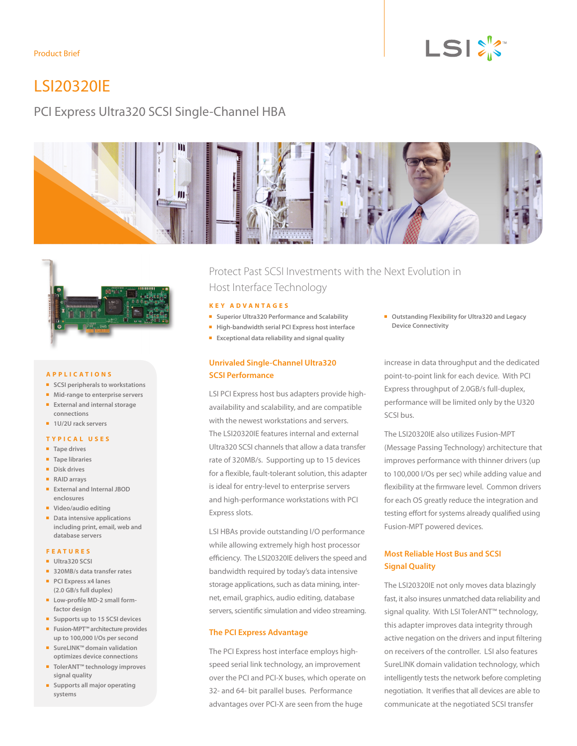Product Brief

# LSI20320IE

## PCI Express Ultra320 SCSI Single-Channel HBA

## Protect Past SCSI Investments with the Next Evolution in Host Interface Technology

**KEY ADVANTAGES**

- Superior Ultra320 Performance and Scalability
- High-bandwidth serial PCI Express host interface
- Exceptional data reliability and signal quality
- Outstanding Flexibility for Ultra320 and Legacy Device Connectivity

**APPLICATIONS**

- SCSI peripherals to workstations
- Mid-range to enterprise servers
- External and internal storage connections
- 1U/2U rack servers

**TYPICAL USES**

- Tape drives
- Tape libraries
- Disk drives
- RAID arrays
- External and Internal JBOD enclosures
- Video/audio editing
- Data intensive applications including print, email, web and database servers

**FEATURES**

- Ultra320 SCSI
- 320MB/s data transfer rates
- PCI Express x4 lanes (2.0 GB/s full duplex)
- Low-profile MD-2 small form-factor design
- Supports up to 15 SCSI devices
- Fusion-MPT™ architecture provides up to 100,000 I/Os per second
- SureLINK™ domain validation optimizes device connections
- TolerANT™ technology improves signal quality
- Supports all major operating systems

### Unrivaled Single-Channel Ultra320 SCSI Performance

LSI PCI Express host bus adapters provide high-availability and scalability, and are compatible with the newest workstations and servers. The LSI20320IE features internal and external Ultra320 SCSI channels that allow a data transfer rate of 320MB/s. Supporting up to 15 devices for a flexible, fault-tolerant solution, this adapter is ideal for entry-level to enterprise servers and high-performance workstations with PCI Express slots.

LSI HBAs provide outstanding I/O performance while allowing extremely high host processor efficiency. The LSI20320IE delivers the speed and bandwidth required by today's data intensive storage applications, such as data mining, internet, email, graphics, audio editing, database servers, scientific simulation and video streaming.

### The PCI Express Advantage

The PCI Express host interface employs high-speed serial link technology, an improvement over the PCI and PCI-X buses, which operate on 32- and 64- bit parallel buses. Performance advantages over PCI-X are seen from the huge increase in data throughput and the dedicated point-to-point link for each device. With PCI Express throughput of 2.0GB/s full-duplex, performance will be limited only by the U320 SCSI bus.

The LSI20320IE also utilizes Fusion-MPT (Message Passing Technology) architecture that improves performance with thinner drivers (up to 100,000 I/Os per sec) while adding value and flexibility at the firmware level. Common drivers for each OS greatly reduce the integration and testing effort for systems already qualified using Fusion-MPT powered devices.

### Most Reliable Host Bus and SCSI Signal Quality

The LSI20320IE not only moves data blazingly fast, it also insures unmatched data reliability and signal quality. With LSI TolerANT™ technology, this adapter improves data integrity through active negation on the drivers and input filtering on receivers of the controller. LSI also features SureLINK domain validation technology, which intelligently tests the network before completing negotiation. It verifies that all devices are able to communicate at the negotiated SCSI transfer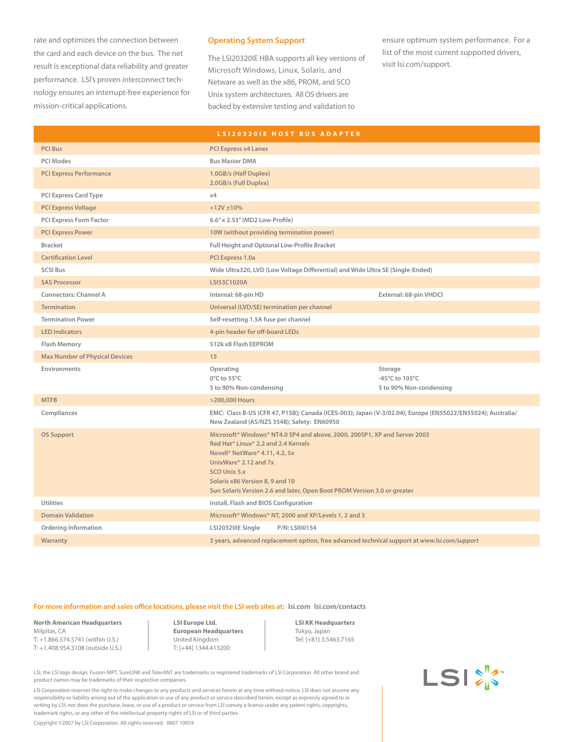rate and optimizes the connection between the card and each device on the bus. The net result is exceptional data reliability and greater performance. LSI's proven interconnect technology ensures an interrupt-free experience for mission-critical applications.

## Operating System Support

The LSI20320IE HBA supports all key versions of Microsoft Windows, Linux, Solaris, and Netware as well as the x86, PROM, and SCO Unix system architectures. All OS drivers are backed by extensive testing and validation to ensure optimum system performance. For a list of the most current supported drivers, visit lsi.com/support.

| LSI20320IE HOST BUS ADAPTER | | |
|---|---|---|
| PCI Bus | PCI Express x4 Lanes | |
| PCI Modes | Bus Master DMA | |
| PCI Express Performance | 1.0GB/s (Half Duplex)<br>2.0GB/s (Full Duplex) | |
| PCI Express Card Type | x4 | |
| PCI Express Voltage | +12V ±10% | |
| PCI Express Form Factor | 6.6" x 2.53" (MD2 Low-Profile) | |
| PCI Express Power | 10W (without providing termination power) | |
| Bracket | Full Height and Optional Low-Profile Bracket | |
| Certification Level | PCI Express 1.0a | |
| SCSI Bus | Wide Ultra320, LVD (Low Voltage Differential) and Wide Ultra SE (Single-Ended) | |
| SAS Processor | LSI53C1020A | |
| Connectors: Channel A | Internal: 68-pin HD | External: 68-pin VHDCI |
| Termination | Universal (LVD/SE) termination per channel | |
| Termination Power | Self-resetting 1.5A fuse per channel | |
| LED Indicators | 4-pin header for off-board LEDs | |
| Flash Memory | 512k x8 Flash EEPROM | |
| Max Number of Physical Devices | 15 | |
| Environments | Operating<br>0°C to 55°C<br>5 to 90% Non-condensing | Storage<br>-45°C to 105°C<br>5 to 90% Non-condensing |
| MTFB | >200,000 Hours | |
| Compliances | EMC: Class B-US (CFR 47, P15B); Canada (ICES-003); Japan (V-3/02.04); Europe (EN55022/EN55024); Australia/New Zealand (AS/NZS 3548); Safety: EN60950 | |
| OS Support | Microsoft® Windows® NT4.0 SP4 and above, 2000, 200SP1, XP and Server 2003<br>Red Hat® Linux® 2.2 and 2.4 Kernels<br>Novell® NetWare® 4.11, 4.2, 5x<br>UnixWare® 2.12 and 7x<br>SCO Unix 5.x<br>Solaris x86 Version 8, 9 and 10<br>Sun Solaris Version 2.6 and later, Open Boot PROM Version 3.0 or greater | |
| Utilities | Install, Flash and BIOS Configuration | |
| Domain Validation | Microsoft® Windows® NT, 2000 and XP/Levels 1, 2 and 3 | |
| Ordering Information | LSI20320IE Single P/N: LSI00154 | |
| Warranty | 3 years, advanced replacement option, free advanced technical support at *www.lsi.com/support* | |

**For more information and sales office locations, please visit the LSI web sites at: lsi.com lsi.com/contacts**

**North American Headquarters**
Milpitas, CA
T: +1.866.574.5741 (within U.S.)
T: +1.408.954.3108 (outside U.S.)

**LSI Europe Ltd.**
**European Headquarters**
United Kingdom
T: [+44] 1344.413200

**LSI KK Headquarters**
Tokyo, Japan
Tel: [+81] 3.5463.7165

LSI, the LSI logo design, Fusion-MPT, SureLINK and TolerANT are trademarks or registered trademarks of LSI Corporation. All other brand and product names may be trademarks of their respective companies.

LSI Corporation reserves the right to make changes to any products and services herein at any time without notice. LSI does not assume any responsibility or liability arising out of the application or use of any product or service described herein, except as expressly agreed to in writing by LSI; nor does the purchase, lease, or use of a product or service from LSI convey a license under any patent rights, copyrights, trademark rights, or any other of the intellectual property rights of LSI or of third parties.

Copyright ©2007 by LSI Corporation. All rights reserved. 0607 10059